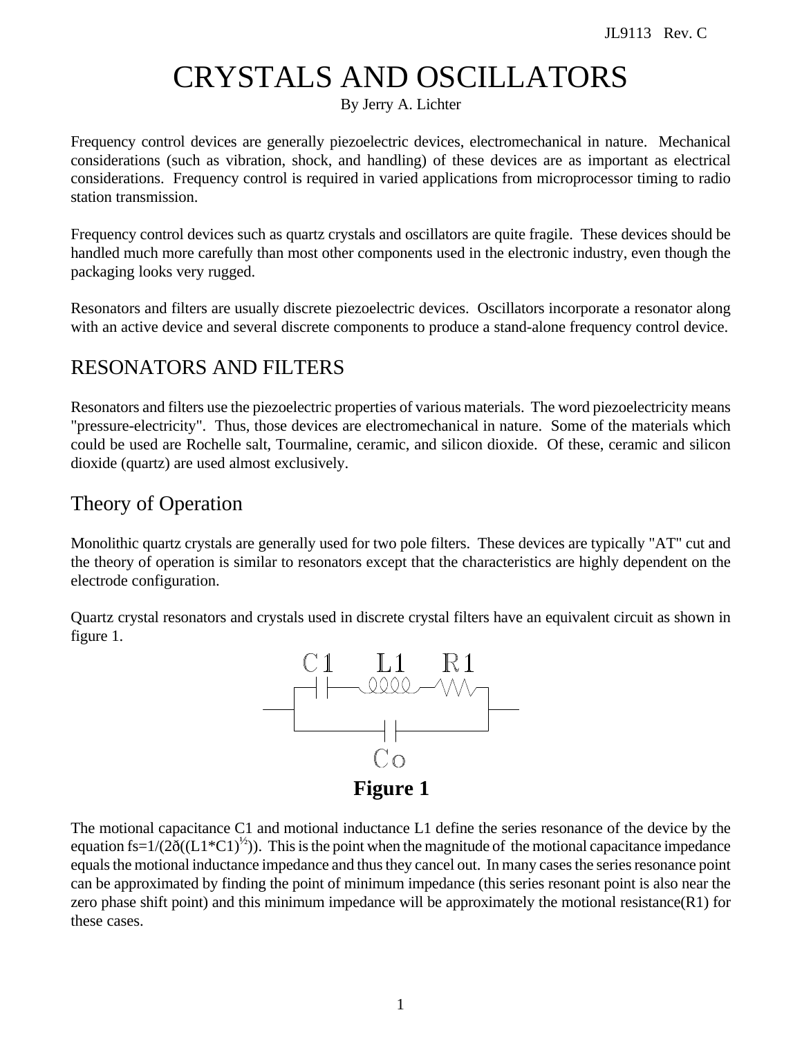# CRYSTALS AND OSCILLATORS

By Jerry A. Lichter

Frequency control devices are generally piezoelectric devices, electromechanical in nature. Mechanical considerations (such as vibration, shock, and handling) of these devices are as important as electrical considerations. Frequency control is required in varied applications from microprocessor timing to radio station transmission.

Frequency control devices such as quartz crystals and oscillators are quite fragile. These devices should be handled much more carefully than most other components used in the electronic industry, even though the packaging looks very rugged.

Resonators and filters are usually discrete piezoelectric devices. Oscillators incorporate a resonator along with an active device and several discrete components to produce a stand-alone frequency control device.

## RESONATORS AND FILTERS

Resonators and filters use the piezoelectric properties of various materials. The word piezoelectricity means "pressure-electricity". Thus, those devices are electromechanical in nature. Some of the materials which could be used are Rochelle salt, Tourmaline, ceramic, and silicon dioxide. Of these, ceramic and silicon dioxide (quartz) are used almost exclusively.

## Theory of Operation

Monolithic quartz crystals are generally used for two pole filters. These devices are typically "AT" cut and the theory of operation is similar to resonators except that the characteristics are highly dependent on the electrode configuration.

Quartz crystal resonators and crystals used in discrete crystal filters have an equivalent circuit as shown in figure 1.

C1 L1 R1

Co

**Figure 1**

The motional capacitance C1 and motional inductance L1 define the series resonance of the device by the equation $f_s=1/(2\pi((L1 \cdot C1)^{1/2}))$. This is the point when the magnitude of the motional capacitance impedance equals the motional inductance impedance and thus they cancel out. In many cases the series resonance point can be approximated by finding the point of minimum impedance (this series resonant point is also near the zero phase shift point) and this minimum impedance will be approximately the motional resistance(R1) for these cases.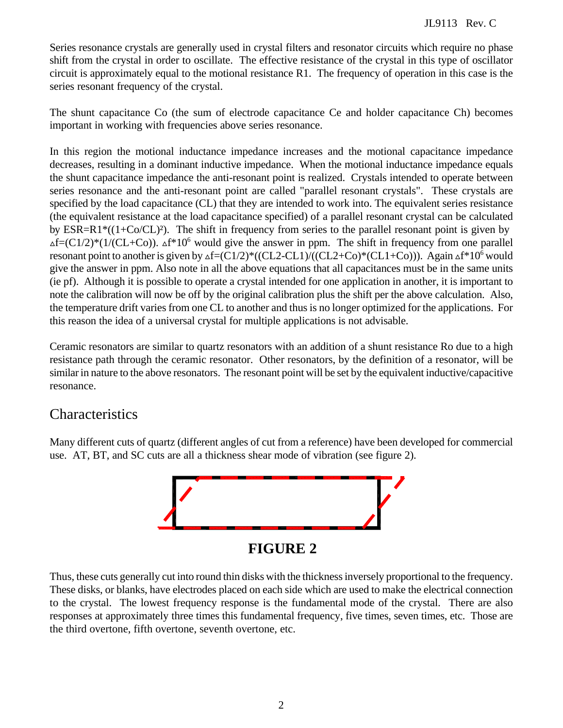Series resonance crystals are generally used in crystal filters and resonator circuits which require no phase shift from the crystal in order to oscillate. The effective resistance of the crystal in this type of oscillator circuit is approximately equal to the motional resistance R1. The frequency of operation in this case is the series resonant frequency of the crystal.

The shunt capacitance Co (the sum of electrode capacitance Ce and holder capacitance Ch) becomes important in working with frequencies above series resonance.

In this region the motional inductance impedance increases and the motional capacitance impedance decreases, resulting in a dominant inductive impedance. When the motional inductance impedance equals the shunt capacitance impedance the anti-resonant point is realized. Crystals intended to operate between series resonance and the anti-resonant point are called "parallel resonant crystals". These crystals are specified by the load capacitance (CL) that they are intended to work into. The equivalent series resistance (the equivalent resistance at the load capacitance specified) of a parallel resonant crystal can be calculated by $ESR=R1*((1+Co/CL)^2)$. The shift in frequency from series to the parallel resonant point is given by $\Delta f=(C1/2)*(1/(CL+Co))$. $\Delta f*10^6$ would give the answer in ppm. The shift in frequency from one parallel resonant point to another is given by $\Delta f=(C1/2)*((CL2-CL1)/((CL2+Co)*(CL1+Co)))$. Again $\Delta f*10^6$ would give the answer in ppm. Also note in all the above equations that all capacitances must be in the same units (ie pf). Although it is possible to operate a crystal intended for one application in another, it is important to note the calibration will now be off by the original calibration plus the shift per the above calculation. Also, the temperature drift varies from one CL to another and thus is no longer optimized for the applications. For this reason the idea of a universal crystal for multiple applications is not advisable.

Ceramic resonators are similar to quartz resonators with an addition of a shunt resistance Ro due to a high resistance path through the ceramic resonator. Other resonators, by the definition of a resonator, will be similar in nature to the above resonators. The resonant point will be set by the equivalent inductive/capacitive resonance.

## Characteristics

Many different cuts of quartz (different angles of cut from a reference) have been developed for commercial use. AT, BT, and SC cuts are all a thickness shear mode of vibration (see figure 2).

**FIGURE 2**

Thus, these cuts generally cut into round thin disks with the thickness inversely proportional to the frequency. These disks, or blanks, have electrodes placed on each side which are used to make the electrical connection to the crystal. The lowest frequency response is the fundamental mode of the crystal. There are also responses at approximately three times this fundamental frequency, five times, seven times, etc. Those are the third overtone, fifth overtone, seventh overtone, etc.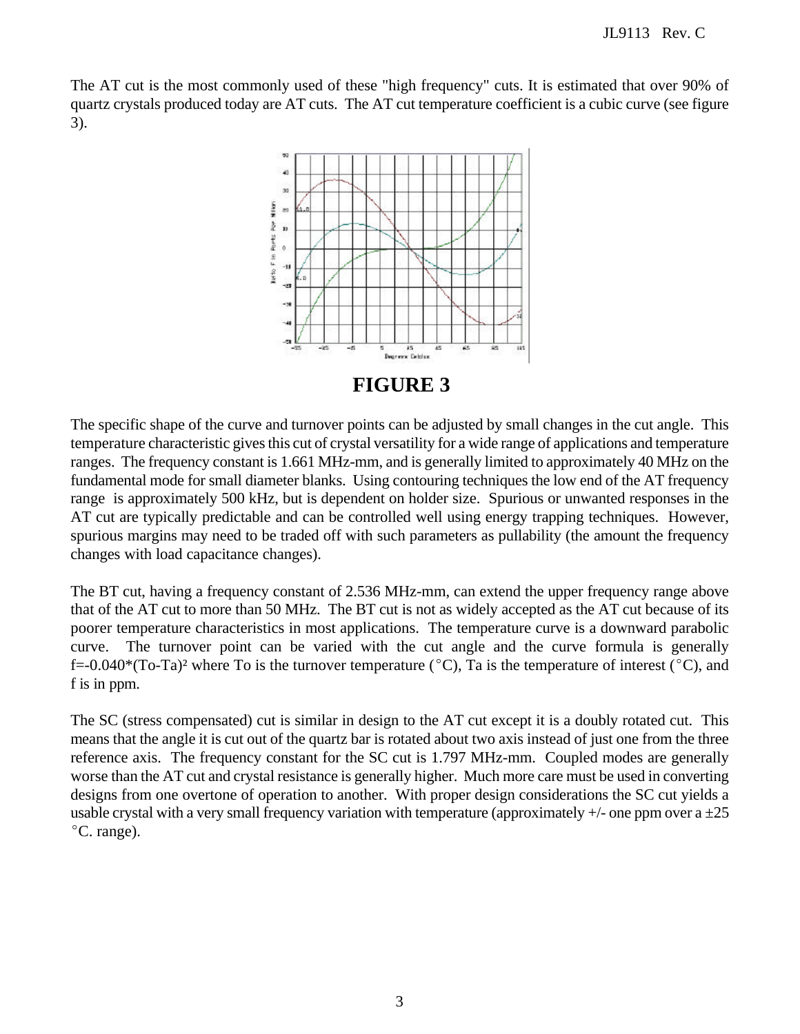The AT cut is the most commonly used of these "high frequency" cuts. It is estimated that over 90% of quartz crystals produced today are AT cuts. The AT cut temperature coefficient is a cubic curve (see figure 3).

**FIGURE 3**

The specific shape of the curve and turnover points can be adjusted by small changes in the cut angle. This temperature characteristic gives this cut of crystal versatility for a wide range of applications and temperature ranges. The frequency constant is 1.661 MHz-mm, and is generally limited to approximately 40 MHz on the fundamental mode for small diameter blanks. Using contouring techniques the low end of the AT frequency range is approximately 500 kHz, but is dependent on holder size. Spurious or unwanted responses in the AT cut are typically predictable and can be controlled well using energy trapping techniques. However, spurious margins may need to be traded off with such parameters as pullability (the amount the frequency changes with load capacitance changes).

The BT cut, having a frequency constant of 2.536 MHz-mm, can extend the upper frequency range above that of the AT cut to more than 50 MHz. The BT cut is not as widely accepted as the AT cut because of its poorer temperature characteristics in most applications. The temperature curve is a downward parabolic curve. The turnover point can be varied with the cut angle and the curve formula is generally $f=-0.040*(To-Ta)^2$ where To is the turnover temperature (°C), Ta is the temperature of interest (°C), and f is in ppm.

The SC (stress compensated) cut is similar in design to the AT cut except it is a doubly rotated cut. This means that the angle it is cut out of the quartz bar is rotated about two axis instead of just one from the three reference axis. The frequency constant for the SC cut is 1.797 MHz-mm. Coupled modes are generally worse than the AT cut and crystal resistance is generally higher. Much more care must be used in converting designs from one overtone of operation to another. With proper design considerations the SC cut yields a usable crystal with a very small frequency variation with temperature (approximately +/- one ppm over a ±25 °C. range).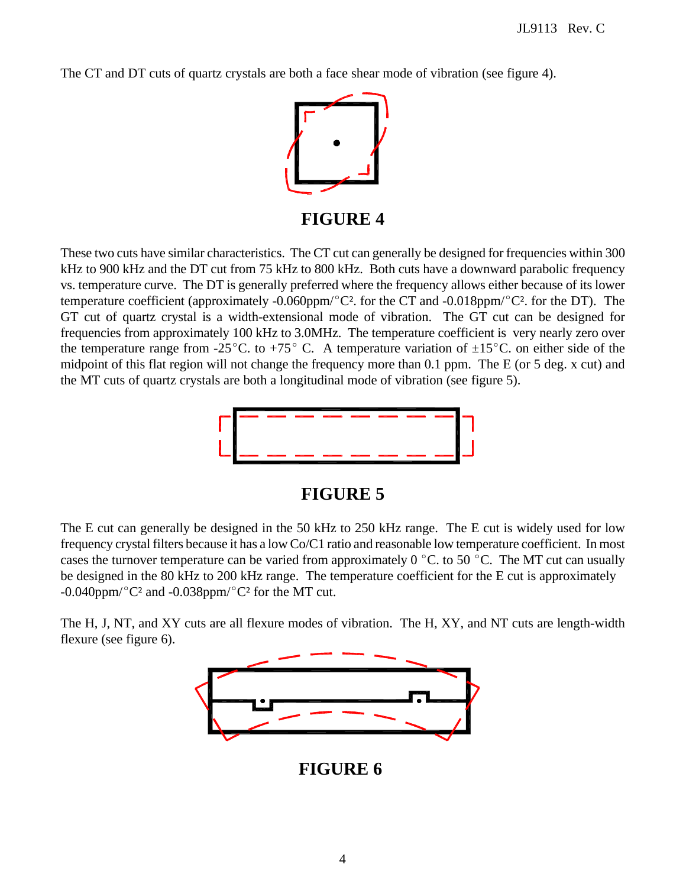The CT and DT cuts of quartz crystals are both a face shear mode of vibration (see figure 4).

**FIGURE 4**

These two cuts have similar characteristics. The CT cut can generally be designed for frequencies within 300 kHz to 900 kHz and the DT cut from 75 kHz to 800 kHz. Both cuts have a downward parabolic frequency vs. temperature curve. The DT is generally preferred where the frequency allows either because of its lower temperature coefficient (approximately -0.060ppm/°C². for the CT and -0.018ppm/°C². for the DT). The GT cut of quartz crystal is a width-extensional mode of vibration. The GT cut can be designed for frequencies from approximately 100 kHz to 3.0MHz. The temperature coefficient is very nearly zero over the temperature range from -25°C. to +75° C. A temperature variation of ±15°C. on either side of the midpoint of this flat region will not change the frequency more than 0.1 ppm. The E (or 5 deg. x cut) and the MT cuts of quartz crystals are both a longitudinal mode of vibration (see figure 5).

**FIGURE 5**

The E cut can generally be designed in the 50 kHz to 250 kHz range. The E cut is widely used for low frequency crystal filters because it has a low Co/C1 ratio and reasonable low temperature coefficient. In most cases the turnover temperature can be varied from approximately 0 °C. to 50 °C. The MT cut can usually be designed in the 80 kHz to 200 kHz range. The temperature coefficient for the E cut is approximately -0.040ppm/°C² and -0.038ppm/°C² for the MT cut.

The H, J, NT, and XY cuts are all flexure modes of vibration. The H, XY, and NT cuts are length-width flexure (see figure 6).

**FIGURE 6**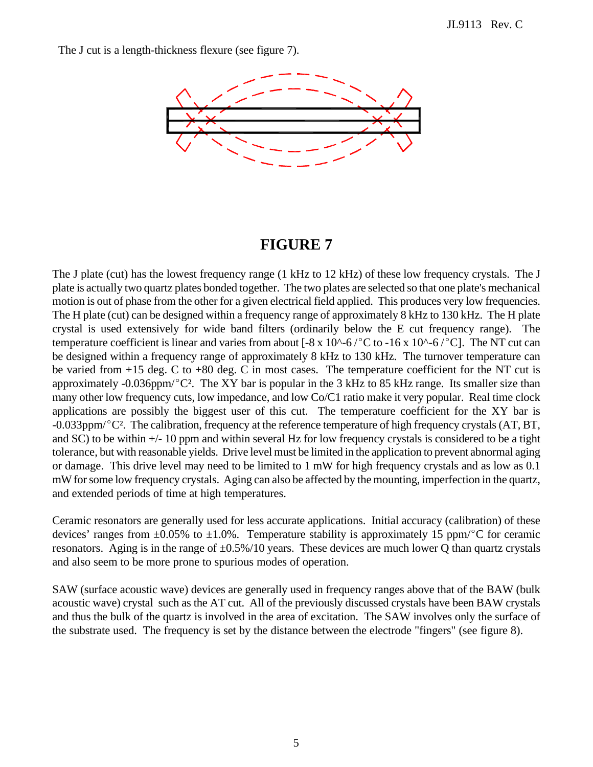The J cut is a length-thickness flexure (see figure 7).

**FIGURE 7**

The J plate (cut) has the lowest frequency range (1 kHz to 12 kHz) of these low frequency crystals. The J plate is actually two quartz plates bonded together. The two plates are selected so that one plate's mechanical motion is out of phase from the other for a given electrical field applied. This produces very low frequencies. The H plate (cut) can be designed within a frequency range of approximately 8 kHz to 130 kHz. The H plate crystal is used extensively for wide band filters (ordinarily below the E cut frequency range). The temperature coefficient is linear and varies from about [-8 x 10^-6 /°C to -16 x 10^-6 /°C]. The NT cut can be designed within a frequency range of approximately 8 kHz to 130 kHz. The turnover temperature can be varied from +15 deg. C to +80 deg. C in most cases. The temperature coefficient for the NT cut is approximately -0.036ppm/°C². The XY bar is popular in the 3 kHz to 85 kHz range. Its smaller size than many other low frequency cuts, low impedance, and low Co/C1 ratio make it very popular. Real time clock applications are possibly the biggest user of this cut. The temperature coefficient for the XY bar is -0.033ppm/°C². The calibration, frequency at the reference temperature of high frequency crystals (AT, BT, and SC) to be within +/- 10 ppm and within several Hz for low frequency crystals is considered to be a tight tolerance, but with reasonable yields. Drive level must be limited in the application to prevent abnormal aging or damage. This drive level may need to be limited to 1 mW for high frequency crystals and as low as 0.1 mW for some low frequency crystals. Aging can also be affected by the mounting, imperfection in the quartz, and extended periods of time at high temperatures.

Ceramic resonators are generally used for less accurate applications. Initial accuracy (calibration) of these devices' ranges from ±0.05% to ±1.0%. Temperature stability is approximately 15 ppm/°C for ceramic resonators. Aging is in the range of ±0.5%/10 years. These devices are much lower Q than quartz crystals and also seem to be more prone to spurious modes of operation.

SAW (surface acoustic wave) devices are generally used in frequency ranges above that of the BAW (bulk acoustic wave) crystal such as the AT cut. All of the previously discussed crystals have been BAW crystals and thus the bulk of the quartz is involved in the area of excitation. The SAW involves only the surface of the substrate used. The frequency is set by the distance between the electrode "fingers" (see figure 8).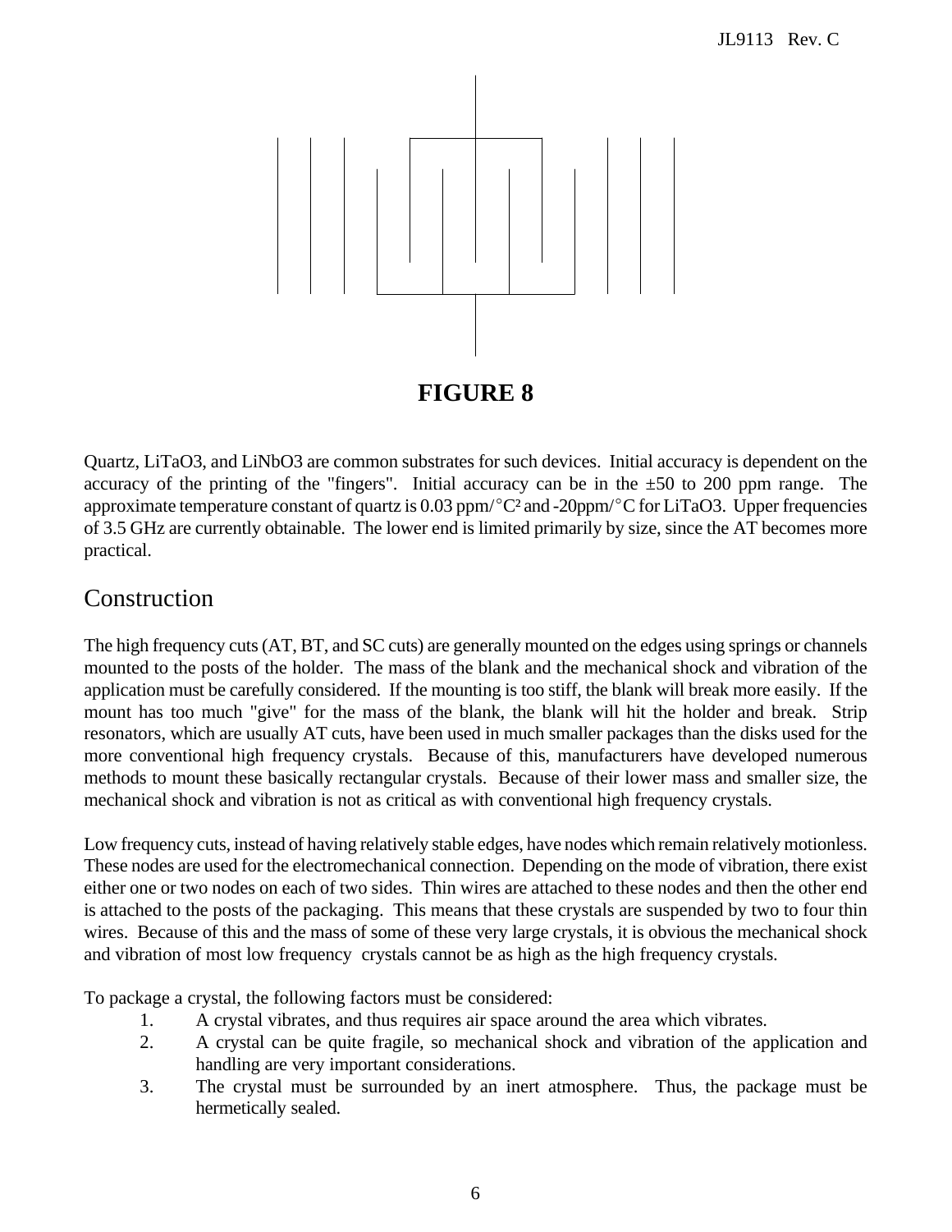**FIGURE 8**

Quartz, $LiTaO_3$, and $LiNbO_3$ are common substrates for such devices. Initial accuracy is dependent on the accuracy of the printing of the "fingers". Initial accuracy can be in the ±50 to 200 ppm range. The approximate temperature constant of quartz is 0.03 ppm/°C² and -20ppm/°C for $LiTaO_3$. Upper frequencies of 3.5 GHz are currently obtainable. The lower end is limited primarily by size, since the AT becomes more practical.

## Construction

The high frequency cuts (AT, BT, and SC cuts) are generally mounted on the edges using springs or channels mounted to the posts of the holder. The mass of the blank and the mechanical shock and vibration of the application must be carefully considered. If the mounting is too stiff, the blank will break more easily. If the mount has too much "give" for the mass of the blank, the blank will hit the holder and break. Strip resonators, which are usually AT cuts, have been used in much smaller packages than the disks used for the more conventional high frequency crystals. Because of this, manufacturers have developed numerous methods to mount these basically rectangular crystals. Because of their lower mass and smaller size, the mechanical shock and vibration is not as critical as with conventional high frequency crystals.

Low frequency cuts, instead of having relatively stable edges, have nodes which remain relatively motionless. These nodes are used for the electromechanical connection. Depending on the mode of vibration, there exist either one or two nodes on each of two sides. Thin wires are attached to these nodes and then the other end is attached to the posts of the packaging. This means that these crystals are suspended by two to four thin wires. Because of this and the mass of some of these very large crystals, it is obvious the mechanical shock and vibration of most low frequency crystals cannot be as high as the high frequency crystals.

To package a crystal, the following factors must be considered:

1. A crystal vibrates, and thus requires air space around the area which vibrates.
2. A crystal can be quite fragile, so mechanical shock and vibration of the application and handling are very important considerations.
3. The crystal must be surrounded by an inert atmosphere. Thus, the package must be hermetically sealed.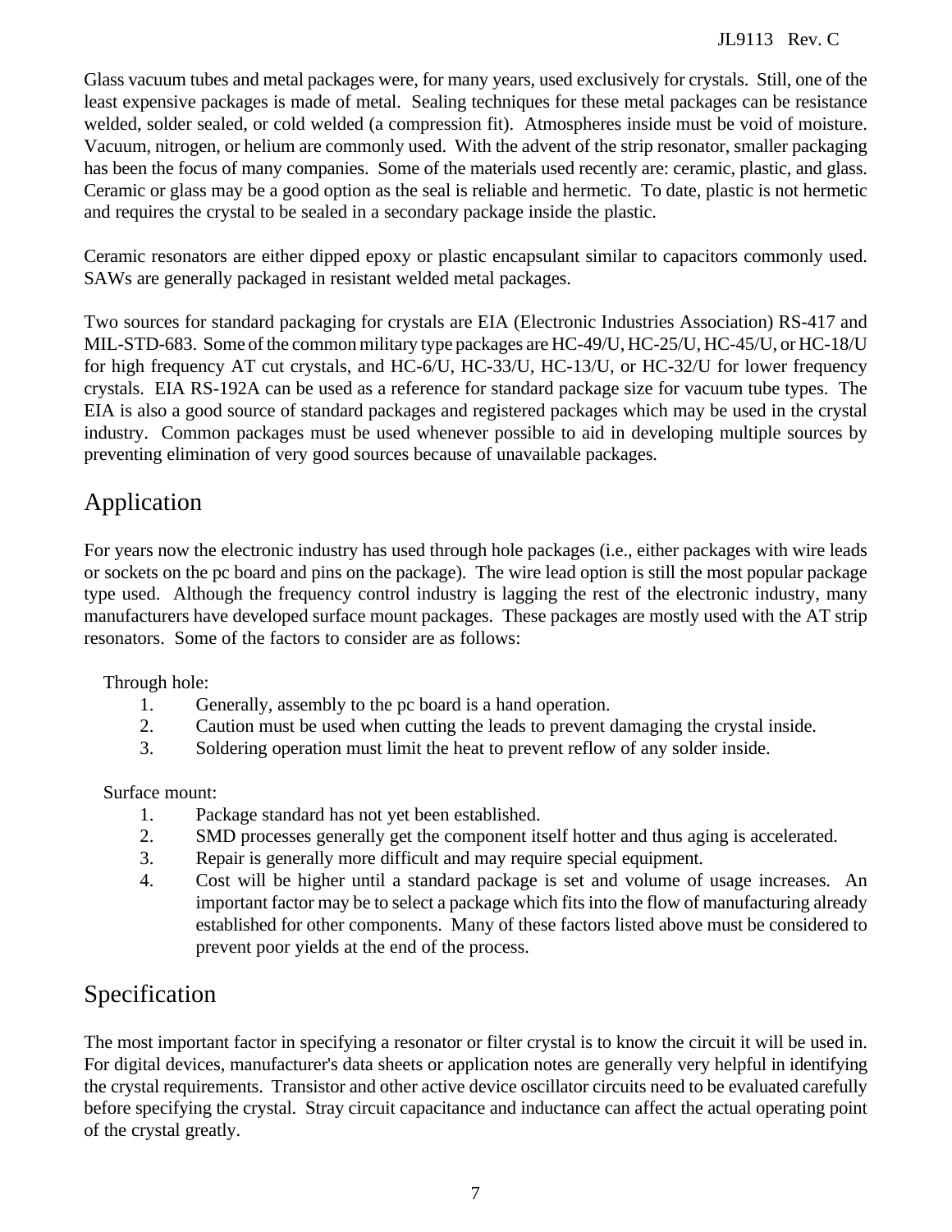Glass vacuum tubes and metal packages were, for many years, used exclusively for crystals. Still, one of the least expensive packages is made of metal. Sealing techniques for these metal packages can be resistance welded, solder sealed, or cold welded (a compression fit). Atmospheres inside must be void of moisture. Vacuum, nitrogen, or helium are commonly used. With the advent of the strip resonator, smaller packaging has been the focus of many companies. Some of the materials used recently are: ceramic, plastic, and glass. Ceramic or glass may be a good option as the seal is reliable and hermetic. To date, plastic is not hermetic and requires the crystal to be sealed in a secondary package inside the plastic.

Ceramic resonators are either dipped epoxy or plastic encapsulant similar to capacitors commonly used. SAWs are generally packaged in resistant welded metal packages.

Two sources for standard packaging for crystals are EIA (Electronic Industries Association) RS-417 and MIL-STD-683. Some of the common military type packages are HC-49/U, HC-25/U, HC-45/U, or HC-18/U for high frequency AT cut crystals, and HC-6/U, HC-33/U, HC-13/U, or HC-32/U for lower frequency crystals. EIA RS-192A can be used as a reference for standard package size for vacuum tube types. The EIA is also a good source of standard packages and registered packages which may be used in the crystal industry. Common packages must be used whenever possible to aid in developing multiple sources by preventing elimination of very good sources because of unavailable packages.

## Application

For years now the electronic industry has used through hole packages (i.e., either packages with wire leads or sockets on the pc board and pins on the package). The wire lead option is still the most popular package type used. Although the frequency control industry is lagging the rest of the electronic industry, many manufacturers have developed surface mount packages. These packages are mostly used with the AT strip resonators. Some of the factors to consider are as follows:

Through hole:

1. Generally, assembly to the pc board is a hand operation.
2. Caution must be used when cutting the leads to prevent damaging the crystal inside.
3. Soldering operation must limit the heat to prevent reflow of any solder inside.

Surface mount:

1. Package standard has not yet been established.
2. SMD processes generally get the component itself hotter and thus aging is accelerated.
3. Repair is generally more difficult and may require special equipment.
4. Cost will be higher until a standard package is set and volume of usage increases. An important factor may be to select a package which fits into the flow of manufacturing already established for other components. Many of these factors listed above must be considered to prevent poor yields at the end of the process.

## Specification

The most important factor in specifying a resonator or filter crystal is to know the circuit it will be used in. For digital devices, manufacturer's data sheets or application notes are generally very helpful in identifying the crystal requirements. Transistor and other active device oscillator circuits need to be evaluated carefully before specifying the crystal. Stray circuit capacitance and inductance can affect the actual operating point of the crystal greatly.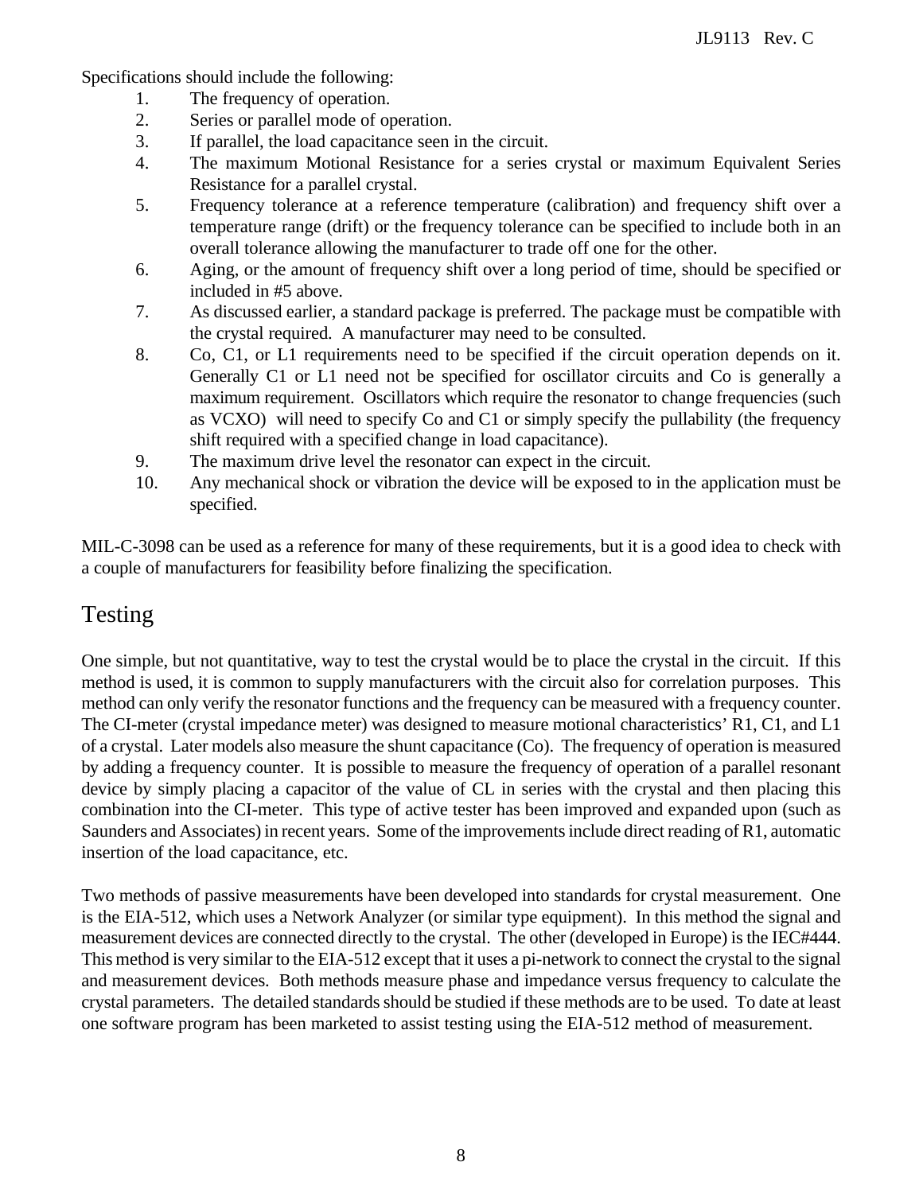Specifications should include the following:

1. The frequency of operation.
2. Series or parallel mode of operation.
3. If parallel, the load capacitance seen in the circuit.
4. The maximum Motional Resistance for a series crystal or maximum Equivalent Series Resistance for a parallel crystal.
5. Frequency tolerance at a reference temperature (calibration) and frequency shift over a temperature range (drift) or the frequency tolerance can be specified to include both in an overall tolerance allowing the manufacturer to trade off one for the other.
6. Aging, or the amount of frequency shift over a long period of time, should be specified or included in #5 above.
7. As discussed earlier, a standard package is preferred. The package must be compatible with the crystal required. A manufacturer may need to be consulted.
8. Co, C1, or L1 requirements need to be specified if the circuit operation depends on it. Generally C1 or L1 need not be specified for oscillator circuits and Co is generally a maximum requirement. Oscillators which require the resonator to change frequencies (such as VCXO) will need to specify Co and C1 or simply specify the pullability (the frequency shift required with a specified change in load capacitance).
9. The maximum drive level the resonator can expect in the circuit.
10. Any mechanical shock or vibration the device will be exposed to in the application must be specified.

MIL-C-3098 can be used as a reference for many of these requirements, but it is a good idea to check with a couple of manufacturers for feasibility before finalizing the specification.

## Testing

One simple, but not quantitative, way to test the crystal would be to place the crystal in the circuit. If this method is used, it is common to supply manufacturers with the circuit also for correlation purposes. This method can only verify the resonator functions and the frequency can be measured with a frequency counter. The CI-meter (crystal impedance meter) was designed to measure motional characteristics' R1, C1, and L1 of a crystal. Later models also measure the shunt capacitance (Co). The frequency of operation is measured by adding a frequency counter. It is possible to measure the frequency of operation of a parallel resonant device by simply placing a capacitor of the value of CL in series with the crystal and then placing this combination into the CI-meter. This type of active tester has been improved and expanded upon (such as Saunders and Associates) in recent years. Some of the improvements include direct reading of R1, automatic insertion of the load capacitance, etc.

Two methods of passive measurements have been developed into standards for crystal measurement. One is the EIA-512, which uses a Network Analyzer (or similar type equipment). In this method the signal and measurement devices are connected directly to the crystal. The other (developed in Europe) is the IEC#444. This method is very similar to the EIA-512 except that it uses a pi-network to connect the crystal to the signal and measurement devices. Both methods measure phase and impedance versus frequency to calculate the crystal parameters. The detailed standards should be studied if these methods are to be used. To date at least one software program has been marketed to assist testing using the EIA-512 method of measurement.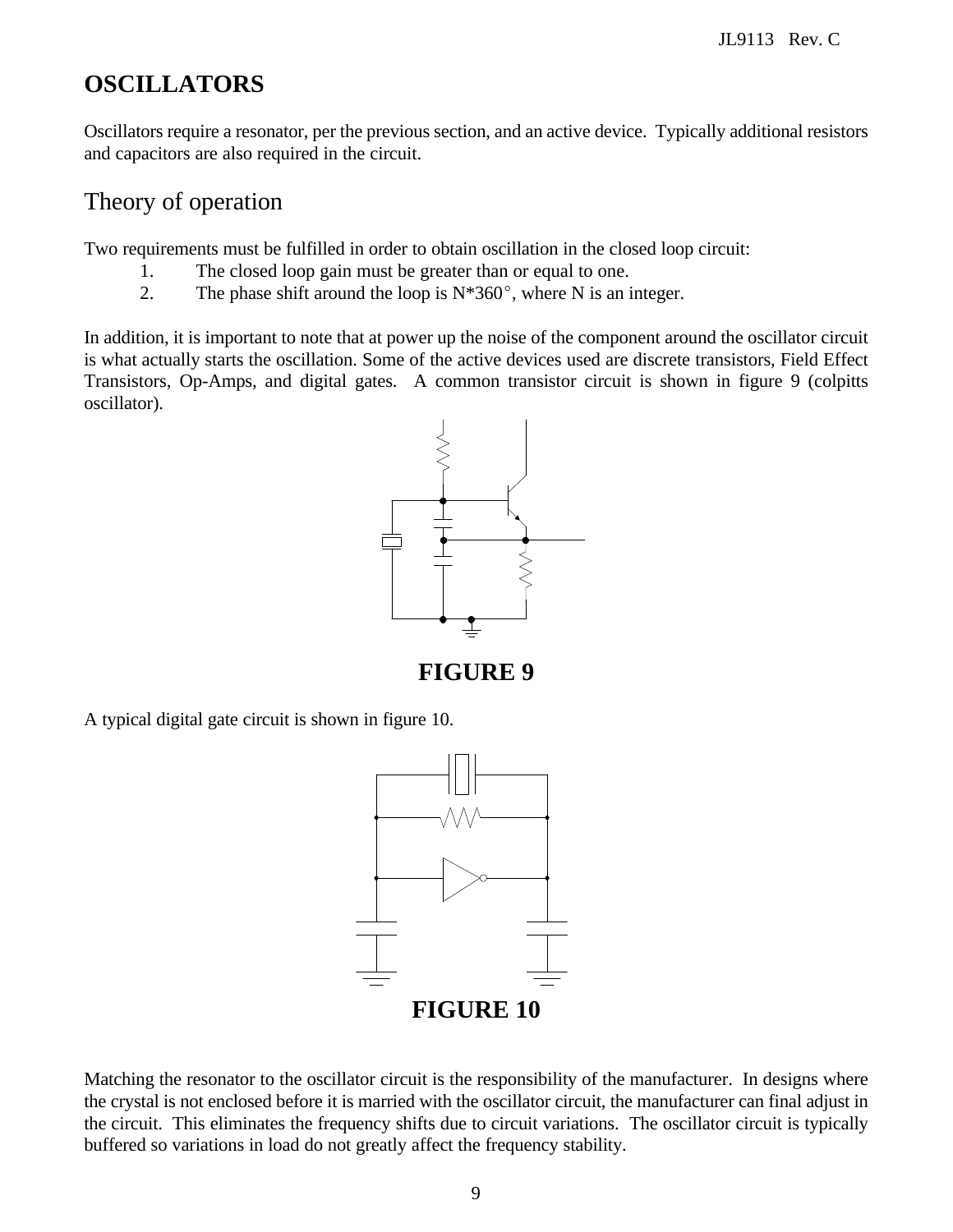# OSCILLATORS

Oscillators require a resonator, per the previous section, and an active device. Typically additional resistors and capacitors are also required in the circuit.

## Theory of operation

Two requirements must be fulfilled in order to obtain oscillation in the closed loop circuit:

1. The closed loop gain must be greater than or equal to one.
2. The phase shift around the loop is N*360°, where N is an integer.

In addition, it is important to note that at power up the noise of the component around the oscillator circuit is what actually starts the oscillation. Some of the active devices used are discrete transistors, Field Effect Transistors, Op-Amps, and digital gates. A common transistor circuit is shown in figure 9 (colpitts oscillator).

**FIGURE 9**

A typical digital gate circuit is shown in figure 10.

**FIGURE 10**

Matching the resonator to the oscillator circuit is the responsibility of the manufacturer. In designs where the crystal is not enclosed before it is married with the oscillator circuit, the manufacturer can final adjust in the circuit. This eliminates the frequency shifts due to circuit variations. The oscillator circuit is typically buffered so variations in load do not greatly affect the frequency stability.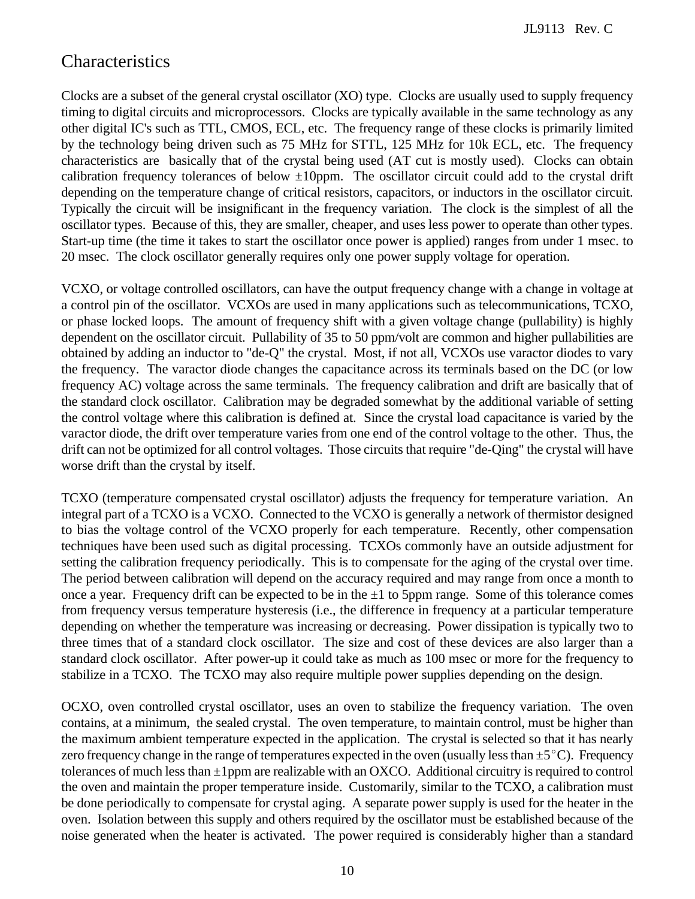# Characteristics

Clocks are a subset of the general crystal oscillator (XO) type. Clocks are usually used to supply frequency timing to digital circuits and microprocessors. Clocks are typically available in the same technology as any other digital IC's such as TTL, CMOS, ECL, etc. The frequency range of these clocks is primarily limited by the technology being driven such as 75 MHz for STTL, 125 MHz for 10k ECL, etc. The frequency characteristics are basically that of the crystal being used (AT cut is mostly used). Clocks can obtain calibration frequency tolerances of below ±10ppm. The oscillator circuit could add to the crystal drift depending on the temperature change of critical resistors, capacitors, or inductors in the oscillator circuit. Typically the circuit will be insignificant in the frequency variation. The clock is the simplest of all the oscillator types. Because of this, they are smaller, cheaper, and uses less power to operate than other types. Start-up time (the time it takes to start the oscillator once power is applied) ranges from under 1 msec. to 20 msec. The clock oscillator generally requires only one power supply voltage for operation.

VCXO, or voltage controlled oscillators, can have the output frequency change with a change in voltage at a control pin of the oscillator. VCXOs are used in many applications such as telecommunications, TCXO, or phase locked loops. The amount of frequency shift with a given voltage change (pullability) is highly dependent on the oscillator circuit. Pullability of 35 to 50 ppm/volt are common and higher pullabilities are obtained by adding an inductor to "de-Q" the crystal. Most, if not all, VCXOs use varactor diodes to vary the frequency. The varactor diode changes the capacitance across its terminals based on the DC (or low frequency AC) voltage across the same terminals. The frequency calibration and drift are basically that of the standard clock oscillator. Calibration may be degraded somewhat by the additional variable of setting the control voltage where this calibration is defined at. Since the crystal load capacitance is varied by the varactor diode, the drift over temperature varies from one end of the control voltage to the other. Thus, the drift can not be optimized for all control voltages. Those circuits that require "de-Qing" the crystal will have worse drift than the crystal by itself.

TCXO (temperature compensated crystal oscillator) adjusts the frequency for temperature variation. An integral part of a TCXO is a VCXO. Connected to the VCXO is generally a network of thermistor designed to bias the voltage control of the VCXO properly for each temperature. Recently, other compensation techniques have been used such as digital processing. TCXOs commonly have an outside adjustment for setting the calibration frequency periodically. This is to compensate for the aging of the crystal over time. The period between calibration will depend on the accuracy required and may range from once a month to once a year. Frequency drift can be expected to be in the ±1 to 5ppm range. Some of this tolerance comes from frequency versus temperature hysteresis (i.e., the difference in frequency at a particular temperature depending on whether the temperature was increasing or decreasing. Power dissipation is typically two to three times that of a standard clock oscillator. The size and cost of these devices are also larger than a standard clock oscillator. After power-up it could take as much as 100 msec or more for the frequency to stabilize in a TCXO. The TCXO may also require multiple power supplies depending on the design.

OCXO, oven controlled crystal oscillator, uses an oven to stabilize the frequency variation. The oven contains, at a minimum, the sealed crystal. The oven temperature, to maintain control, must be higher than the maximum ambient temperature expected in the application. The crystal is selected so that it has nearly zero frequency change in the range of temperatures expected in the oven (usually less than ±5°C). Frequency tolerances of much less than ±1ppm are realizable with an OXCO. Additional circuitry is required to control the oven and maintain the proper temperature inside. Customarily, similar to the TCXO, a calibration must be done periodically to compensate for crystal aging. A separate power supply is used for the heater in the oven. Isolation between this supply and others required by the oscillator must be established because of the noise generated when the heater is activated. The power required is considerably higher than a standard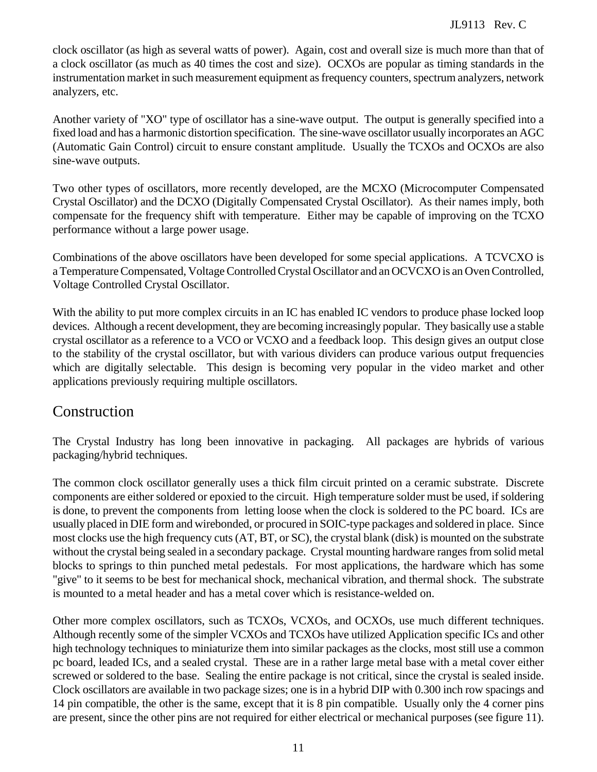clock oscillator (as high as several watts of power). Again, cost and overall size is much more than that of a clock oscillator (as much as 40 times the cost and size). OCXOs are popular as timing standards in the instrumentation market in such measurement equipment as frequency counters, spectrum analyzers, network analyzers, etc.

Another variety of "XO" type of oscillator has a sine-wave output. The output is generally specified into a fixed load and has a harmonic distortion specification. The sine-wave oscillator usually incorporates an AGC (Automatic Gain Control) circuit to ensure constant amplitude. Usually the TCXOs and OCXOs are also sine-wave outputs.

Two other types of oscillators, more recently developed, are the MCXO (Microcomputer Compensated Crystal Oscillator) and the DCXO (Digitally Compensated Crystal Oscillator). As their names imply, both compensate for the frequency shift with temperature. Either may be capable of improving on the TCXO performance without a large power usage.

Combinations of the above oscillators have been developed for some special applications. A TCVCXO is a Temperature Compensated, Voltage Controlled Crystal Oscillator and an OCVCXO is an Oven Controlled, Voltage Controlled Crystal Oscillator.

With the ability to put more complex circuits in an IC has enabled IC vendors to produce phase locked loop devices. Although a recent development, they are becoming increasingly popular. They basically use a stable crystal oscillator as a reference to a VCO or VCXO and a feedback loop. This design gives an output close to the stability of the crystal oscillator, but with various dividers can produce various output frequencies which are digitally selectable. This design is becoming very popular in the video market and other applications previously requiring multiple oscillators.

## Construction

The Crystal Industry has long been innovative in packaging. All packages are hybrids of various packaging/hybrid techniques.

The common clock oscillator generally uses a thick film circuit printed on a ceramic substrate. Discrete components are either soldered or epoxied to the circuit. High temperature solder must be used, if soldering is done, to prevent the components from letting loose when the clock is soldered to the PC board. ICs are usually placed in DIE form and wirebonded, or procured in SOIC-type packages and soldered in place. Since most clocks use the high frequency cuts (AT, BT, or SC), the crystal blank (disk) is mounted on the substrate without the crystal being sealed in a secondary package. Crystal mounting hardware ranges from solid metal blocks to springs to thin punched metal pedestals. For most applications, the hardware which has some "give" to it seems to be best for mechanical shock, mechanical vibration, and thermal shock. The substrate is mounted to a metal header and has a metal cover which is resistance-welded on.

Other more complex oscillators, such as TCXOs, VCXOs, and OCXOs, use much different techniques. Although recently some of the simpler VCXOs and TCXOs have utilized Application specific ICs and other high technology techniques to miniaturize them into similar packages as the clocks, most still use a common pc board, leaded ICs, and a sealed crystal. These are in a rather large metal base with a metal cover either screwed or soldered to the base. Sealing the entire package is not critical, since the crystal is sealed inside. Clock oscillators are available in two package sizes; one is in a hybrid DIP with 0.300 inch row spacings and 14 pin compatible, the other is the same, except that it is 8 pin compatible. Usually only the 4 corner pins are present, since the other pins are not required for either electrical or mechanical purposes (see figure 11).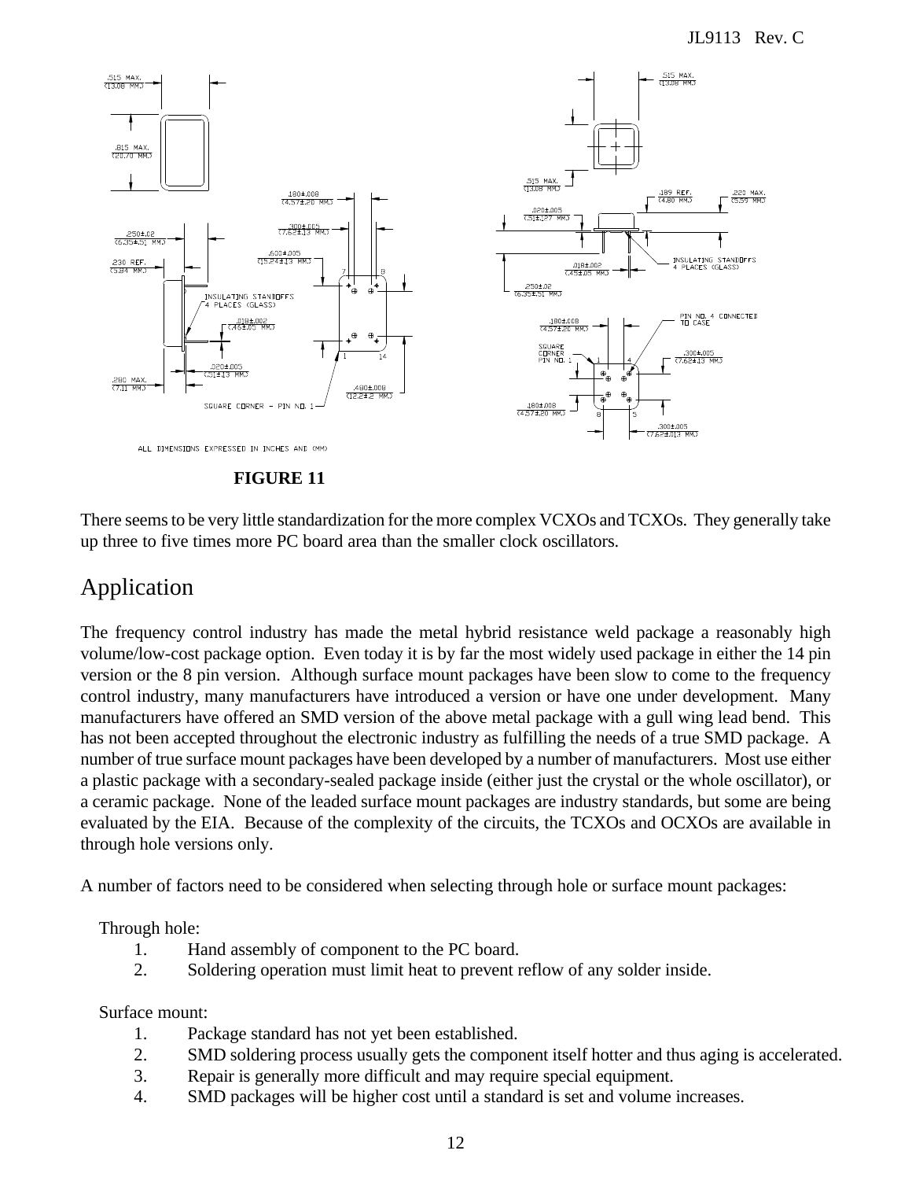ALL DIMENSIONS EXPRESSED IN INCHES AND (MM)

**FIGURE 11**

There seems to be very little standardization for the more complex VCXOs and TCXOs. They generally take up three to five times more PC board area than the smaller clock oscillators.

# Application

The frequency control industry has made the metal hybrid resistance weld package a reasonably high volume/low-cost package option. Even today it is by far the most widely used package in either the 14 pin version or the 8 pin version. Although surface mount packages have been slow to come to the frequency control industry, many manufacturers have introduced a version or have one under development. Many manufacturers have offered an SMD version of the above metal package with a gull wing lead bend. This has not been accepted throughout the electronic industry as fulfilling the needs of a true SMD package. A number of true surface mount packages have been developed by a number of manufacturers. Most use either a plastic package with a secondary-sealed package inside (either just the crystal or the whole oscillator), or a ceramic package. None of the leaded surface mount packages are industry standards, but some are being evaluated by the EIA. Because of the complexity of the circuits, the TCXOs and OCXOs are available in through hole versions only.

A number of factors need to be considered when selecting through hole or surface mount packages:

Through hole:

1. Hand assembly of component to the PC board.
2. Soldering operation must limit heat to prevent reflow of any solder inside.

Surface mount:

1. Package standard has not yet been established.
2. SMD soldering process usually gets the component itself hotter and thus aging is accelerated.
3. Repair is generally more difficult and may require special equipment.
4. SMD packages will be higher cost until a standard is set and volume increases.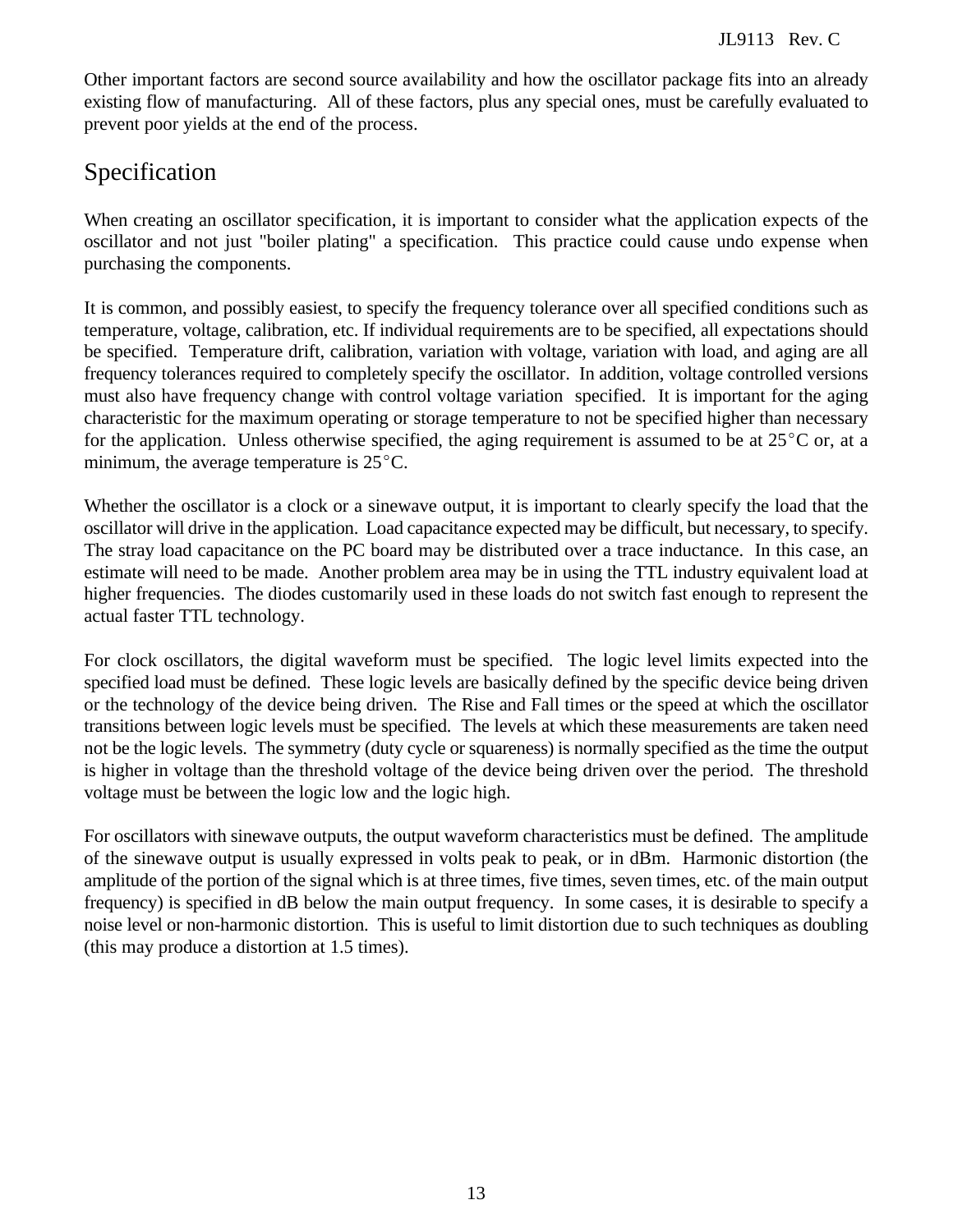Other important factors are second source availability and how the oscillator package fits into an already existing flow of manufacturing. All of these factors, plus any special ones, must be carefully evaluated to prevent poor yields at the end of the process.

# Specification

When creating an oscillator specification, it is important to consider what the application expects of the oscillator and not just "boiler plating" a specification. This practice could cause undo expense when purchasing the components.

It is common, and possibly easiest, to specify the frequency tolerance over all specified conditions such as temperature, voltage, calibration, etc. If individual requirements are to be specified, all expectations should be specified. Temperature drift, calibration, variation with voltage, variation with load, and aging are all frequency tolerances required to completely specify the oscillator. In addition, voltage controlled versions must also have frequency change with control voltage variation specified. It is important for the aging characteristic for the maximum operating or storage temperature to not be specified higher than necessary for the application. Unless otherwise specified, the aging requirement is assumed to be at 25°C or, at a minimum, the average temperature is 25°C.

Whether the oscillator is a clock or a sinewave output, it is important to clearly specify the load that the oscillator will drive in the application. Load capacitance expected may be difficult, but necessary, to specify. The stray load capacitance on the PC board may be distributed over a trace inductance. In this case, an estimate will need to be made. Another problem area may be in using the TTL industry equivalent load at higher frequencies. The diodes customarily used in these loads do not switch fast enough to represent the actual faster TTL technology.

For clock oscillators, the digital waveform must be specified. The logic level limits expected into the specified load must be defined. These logic levels are basically defined by the specific device being driven or the technology of the device being driven. The Rise and Fall times or the speed at which the oscillator transitions between logic levels must be specified. The levels at which these measurements are taken need not be the logic levels. The symmetry (duty cycle or squareness) is normally specified as the time the output is higher in voltage than the threshold voltage of the device being driven over the period. The threshold voltage must be between the logic low and the logic high.

For oscillators with sinewave outputs, the output waveform characteristics must be defined. The amplitude of the sinewave output is usually expressed in volts peak to peak, or in dBm. Harmonic distortion (the amplitude of the portion of the signal which is at three times, five times, seven times, etc. of the main output frequency) is specified in dB below the main output frequency. In some cases, it is desirable to specify a noise level or non-harmonic distortion. This is useful to limit distortion due to such techniques as doubling (this may produce a distortion at 1.5 times).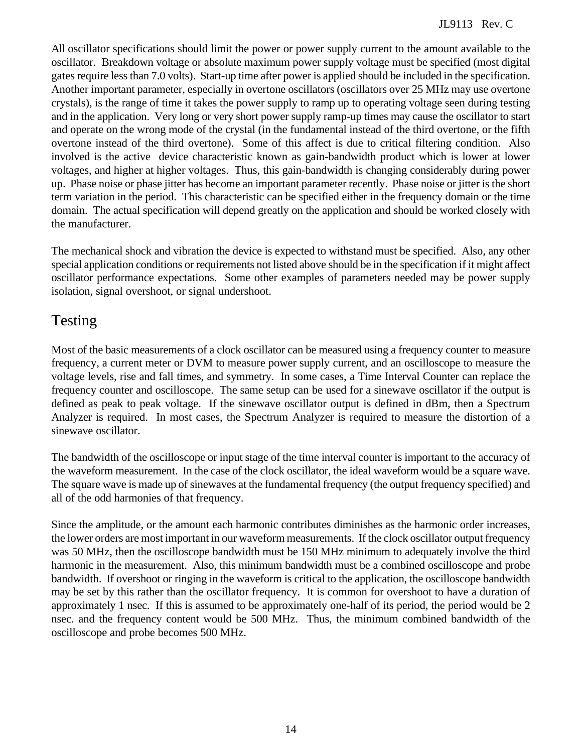All oscillator specifications should limit the power or power supply current to the amount available to the oscillator. Breakdown voltage or absolute maximum power supply voltage must be specified (most digital gates require less than 7.0 volts). Start-up time after power is applied should be included in the specification. Another important parameter, especially in overtone oscillators (oscillators over 25 MHz may use overtone crystals), is the range of time it takes the power supply to ramp up to operating voltage seen during testing and in the application. Very long or very short power supply ramp-up times may cause the oscillator to start and operate on the wrong mode of the crystal (in the fundamental instead of the third overtone, or the fifth overtone instead of the third overtone). Some of this affect is due to critical filtering condition. Also involved is the active device characteristic known as gain-bandwidth product which is lower at lower voltages, and higher at higher voltages. Thus, this gain-bandwidth is changing considerably during power up. Phase noise or phase jitter has become an important parameter recently. Phase noise or jitter is the short term variation in the period. This characteristic can be specified either in the frequency domain or the time domain. The actual specification will depend greatly on the application and should be worked closely with the manufacturer.

The mechanical shock and vibration the device is expected to withstand must be specified. Also, any other special application conditions or requirements not listed above should be in the specification if it might affect oscillator performance expectations. Some other examples of parameters needed may be power supply isolation, signal overshoot, or signal undershoot.

## Testing

Most of the basic measurements of a clock oscillator can be measured using a frequency counter to measure frequency, a current meter or DVM to measure power supply current, and an oscilloscope to measure the voltage levels, rise and fall times, and symmetry. In some cases, a Time Interval Counter can replace the frequency counter and oscilloscope. The same setup can be used for a sinewave oscillator if the output is defined as peak to peak voltage. If the sinewave oscillator output is defined in dBm, then a Spectrum Analyzer is required. In most cases, the Spectrum Analyzer is required to measure the distortion of a sinewave oscillator.

The bandwidth of the oscilloscope or input stage of the time interval counter is important to the accuracy of the waveform measurement. In the case of the clock oscillator, the ideal waveform would be a square wave. The square wave is made up of sinewaves at the fundamental frequency (the output frequency specified) and all of the odd harmonies of that frequency.

Since the amplitude, or the amount each harmonic contributes diminishes as the harmonic order increases, the lower orders are most important in our waveform measurements. If the clock oscillator output frequency was 50 MHz, then the oscilloscope bandwidth must be 150 MHz minimum to adequately involve the third harmonic in the measurement. Also, this minimum bandwidth must be a combined oscilloscope and probe bandwidth. If overshoot or ringing in the waveform is critical to the application, the oscilloscope bandwidth may be set by this rather than the oscillator frequency. It is common for overshoot to have a duration of approximately 1 nsec. If this is assumed to be approximately one-half of its period, the period would be 2 nsec. and the frequency content would be 500 MHz. Thus, the minimum combined bandwidth of the oscilloscope and probe becomes 500 MHz.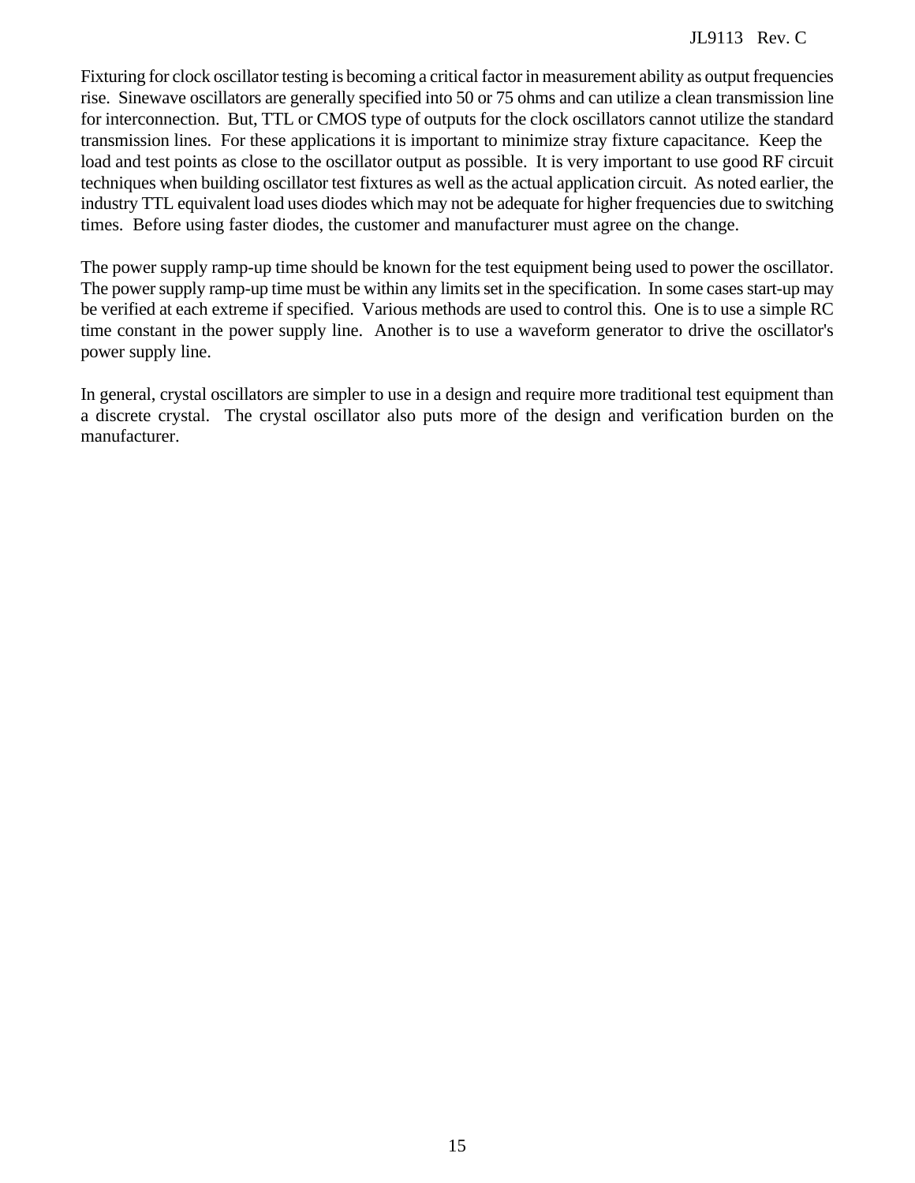Fixturing for clock oscillator testing is becoming a critical factor in measurement ability as output frequencies rise. Sinewave oscillators are generally specified into 50 or 75 ohms and can utilize a clean transmission line for interconnection. But, TTL or CMOS type of outputs for the clock oscillators cannot utilize the standard transmission lines. For these applications it is important to minimize stray fixture capacitance. Keep the load and test points as close to the oscillator output as possible. It is very important to use good RF circuit techniques when building oscillator test fixtures as well as the actual application circuit. As noted earlier, the industry TTL equivalent load uses diodes which may not be adequate for higher frequencies due to switching times. Before using faster diodes, the customer and manufacturer must agree on the change.

The power supply ramp-up time should be known for the test equipment being used to power the oscillator. The power supply ramp-up time must be within any limits set in the specification. In some cases start-up may be verified at each extreme if specified. Various methods are used to control this. One is to use a simple RC time constant in the power supply line. Another is to use a waveform generator to drive the oscillator's power supply line.

In general, crystal oscillators are simpler to use in a design and require more traditional test equipment than a discrete crystal. The crystal oscillator also puts more of the design and verification burden on the manufacturer.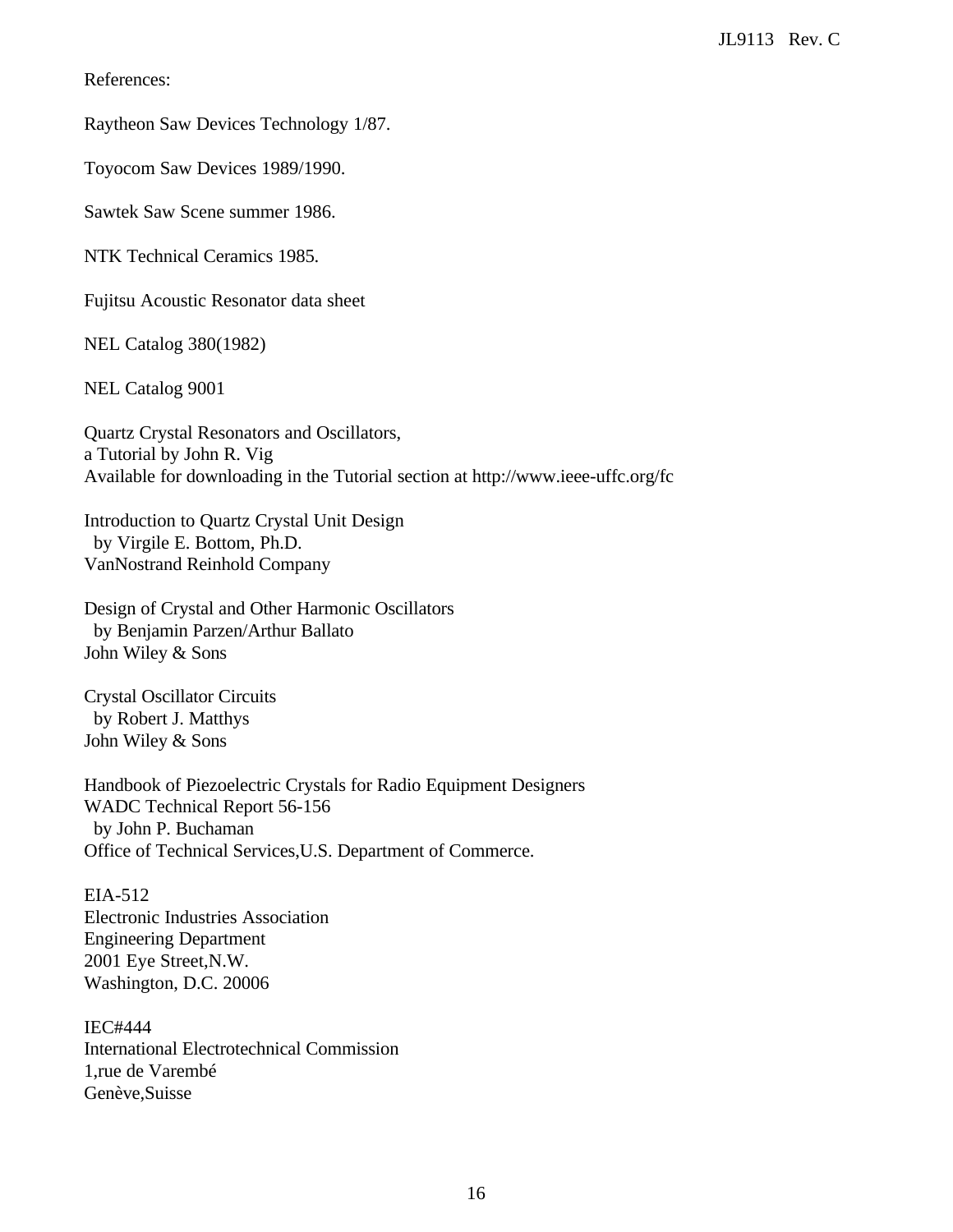References:

Raytheon Saw Devices Technology 1/87.

Toyocom Saw Devices 1989/1990.

Sawtek Saw Scene summer 1986.

NTK Technical Ceramics 1985.

Fujitsu Acoustic Resonator data sheet

NEL Catalog 380(1982)

NEL Catalog 9001

Quartz Crystal Resonators and Oscillators,
a Tutorial by John R. Vig
Available for downloading in the Tutorial section at http://www.ieee-uffc.org/fc

Introduction to Quartz Crystal Unit Design
by Virgile E. Bottom, Ph.D.
VanNostrand Reinhold Company

Design of Crystal and Other Harmonic Oscillators
by Benjamin Parzen/Arthur Ballato
John Wiley & Sons

Crystal Oscillator Circuits
by Robert J. Matthys
John Wiley & Sons

Handbook of Piezoelectric Crystals for Radio Equipment Designers
WADC Technical Report 56-156
by John P. Buchaman
Office of Technical Services,U.S. Department of Commerce.

EIA-512
Electronic Industries Association
Engineering Department
2001 Eye Street,N.W.
Washington, D.C. 20006

IEC#444
International Electrotechnical Commission
1,rue de Varembé
Genève,Suisse